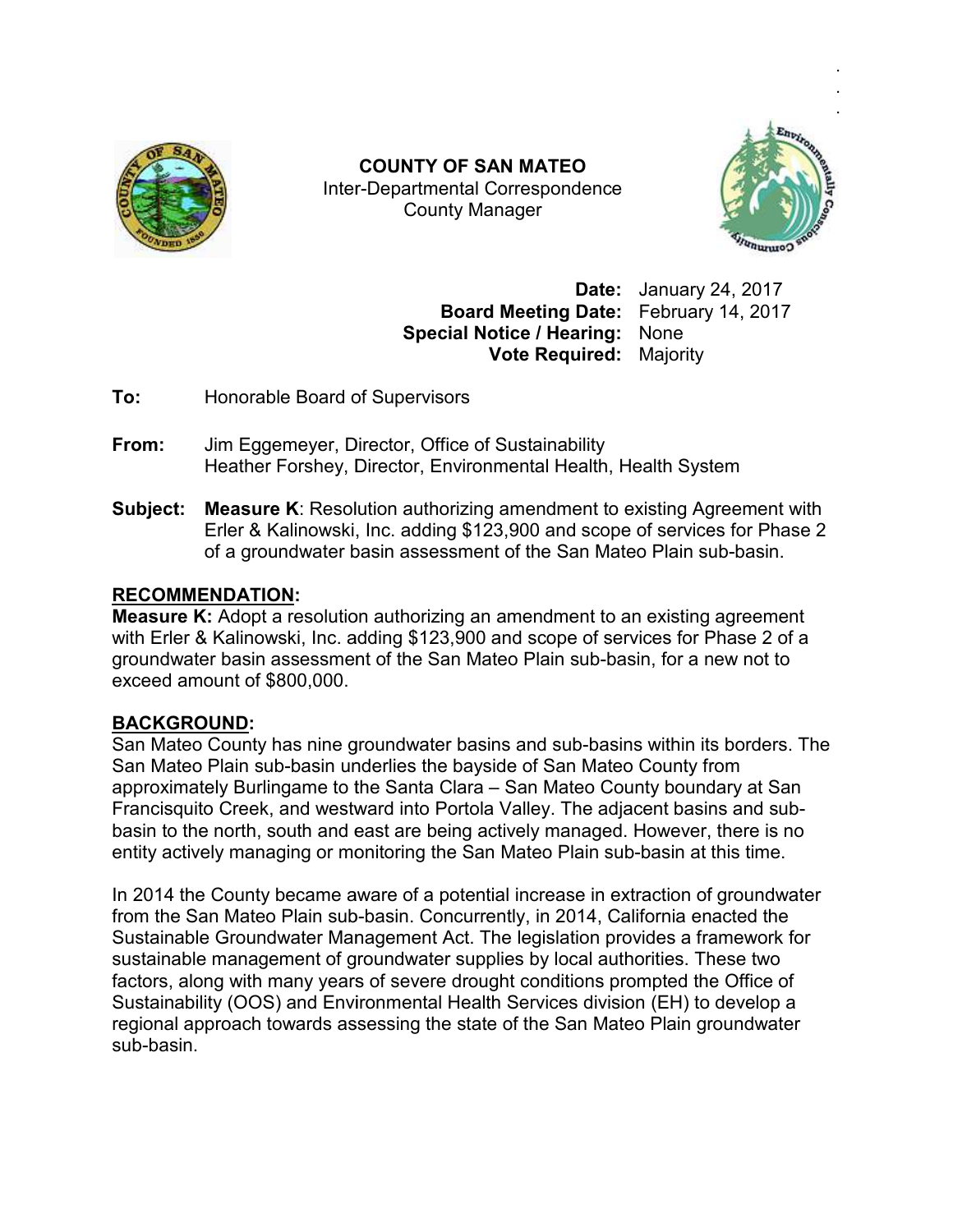**COUNTY OF SAN MATEO**
Inter-Departmental Correspondence
County Manager

**Date:** January 24, 2017
**Board Meeting Date:** February 14, 2017
**Special Notice / Hearing:** None
**Vote Required:** Majority

**To:** Honorable Board of Supervisors

**From:** Jim Eggemeyer, Director, Office of Sustainability
Heather Forshey, Director, Environmental Health, Health System

**Subject:** **Measure K**: Resolution authorizing amendment to existing Agreement with Erler & Kalinowski, Inc. adding $123,900 and scope of services for Phase 2 of a groundwater basin assessment of the San Mateo Plain sub-basin.

## RECOMMENDATION:

**Measure K:** Adopt a resolution authorizing an amendment to an existing agreement with Erler & Kalinowski, Inc. adding $123,900 and scope of services for Phase 2 of a groundwater basin assessment of the San Mateo Plain sub-basin, for a new not to exceed amount of $800,000.

## BACKGROUND:

San Mateo County has nine groundwater basins and sub-basins within its borders. The San Mateo Plain sub-basin underlies the bayside of San Mateo County from approximately Burlingame to the Santa Clara – San Mateo County boundary at San Francisquito Creek, and westward into Portola Valley. The adjacent basins and sub-basin to the north, south and east are being actively managed. However, there is no entity actively managing or monitoring the San Mateo Plain sub-basin at this time.

In 2014 the County became aware of a potential increase in extraction of groundwater from the San Mateo Plain sub-basin. Concurrently, in 2014, California enacted the Sustainable Groundwater Management Act. The legislation provides a framework for sustainable management of groundwater supplies by local authorities. These two factors, along with many years of severe drought conditions prompted the Office of Sustainability (OOS) and Environmental Health Services division (EH) to develop a regional approach towards assessing the state of the San Mateo Plain groundwater sub-basin.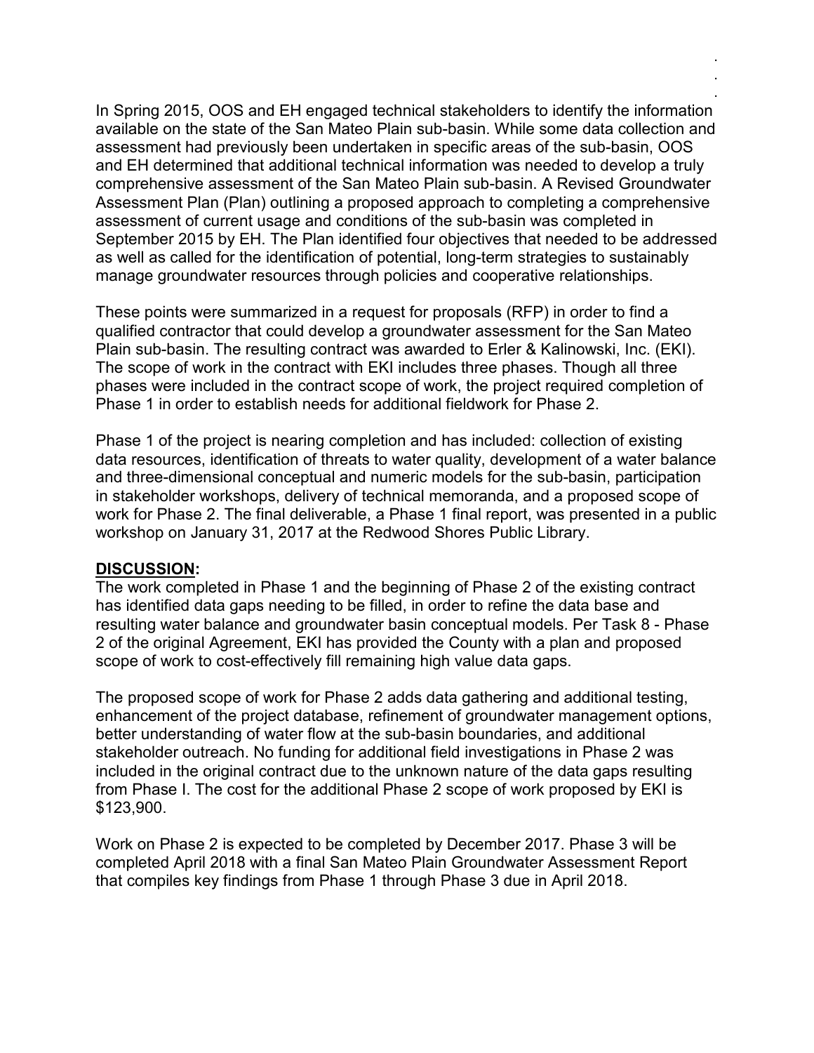In Spring 2015, OOS and EH engaged technical stakeholders to identify the information available on the state of the San Mateo Plain sub-basin. While some data collection and assessment had previously been undertaken in specific areas of the sub-basin, OOS and EH determined that additional technical information was needed to develop a truly comprehensive assessment of the San Mateo Plain sub-basin. A Revised Groundwater Assessment Plan (Plan) outlining a proposed approach to completing a comprehensive assessment of current usage and conditions of the sub-basin was completed in September 2015 by EH. The Plan identified four objectives that needed to be addressed as well as called for the identification of potential, long-term strategies to sustainably manage groundwater resources through policies and cooperative relationships.

These points were summarized in a request for proposals (RFP) in order to find a qualified contractor that could develop a groundwater assessment for the San Mateo Plain sub-basin. The resulting contract was awarded to Erler & Kalinowski, Inc. (EKI). The scope of work in the contract with EKI includes three phases. Though all three phases were included in the contract scope of work, the project required completion of Phase 1 in order to establish needs for additional fieldwork for Phase 2.

Phase 1 of the project is nearing completion and has included: collection of existing data resources, identification of threats to water quality, development of a water balance and three-dimensional conceptual and numeric models for the sub-basin, participation in stakeholder workshops, delivery of technical memoranda, and a proposed scope of work for Phase 2. The final deliverable, a Phase 1 final report, was presented in a public workshop on January 31, 2017 at the Redwood Shores Public Library.

**DISCUSSION:**

The work completed in Phase 1 and the beginning of Phase 2 of the existing contract has identified data gaps needing to be filled, in order to refine the data base and resulting water balance and groundwater basin conceptual models. Per Task 8 - Phase 2 of the original Agreement, EKI has provided the County with a plan and proposed scope of work to cost-effectively fill remaining high value data gaps.

The proposed scope of work for Phase 2 adds data gathering and additional testing, enhancement of the project database, refinement of groundwater management options, better understanding of water flow at the sub-basin boundaries, and additional stakeholder outreach. No funding for additional field investigations in Phase 2 was included in the original contract due to the unknown nature of the data gaps resulting from Phase I. The cost for the additional Phase 2 scope of work proposed by EKI is $123,900.

Work on Phase 2 is expected to be completed by December 2017. Phase 3 will be completed April 2018 with a final San Mateo Plain Groundwater Assessment Report that compiles key findings from Phase 1 through Phase 3 due in April 2018.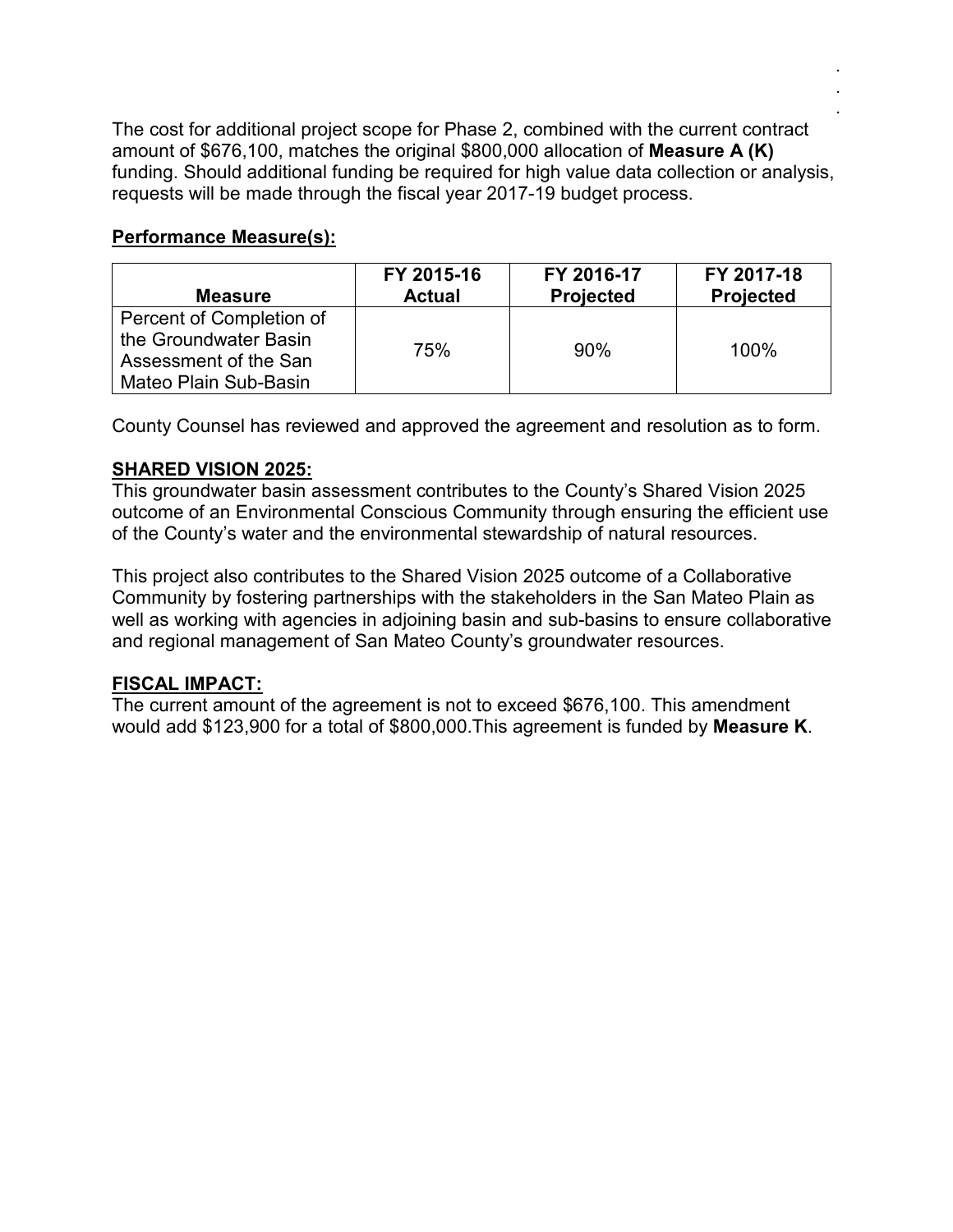The cost for additional project scope for Phase 2, combined with the current contract amount of $676,100, matches the original $800,000 allocation of **Measure A (K)** funding. Should additional funding be required for high value data collection or analysis, requests will be made through the fiscal year 2017-19 budget process.

**Performance Measure(s):**

| Measure | FY 2015-16 Actual | FY 2016-17 Projected | FY 2017-18 Projected |
|---|---|---|---|
| Percent of Completion of the Groundwater Basin Assessment of the San Mateo Plain Sub-Basin | 75% | 90% | 100% |

County Counsel has reviewed and approved the agreement and resolution as to form.

**SHARED VISION 2025:**

This groundwater basin assessment contributes to the County's Shared Vision 2025 outcome of an Environmental Conscious Community through ensuring the efficient use of the County's water and the environmental stewardship of natural resources.

This project also contributes to the Shared Vision 2025 outcome of a Collaborative Community by fostering partnerships with the stakeholders in the San Mateo Plain as well as working with agencies in adjoining basin and sub-basins to ensure collaborative and regional management of San Mateo County's groundwater resources.

**FISCAL IMPACT:**

The current amount of the agreement is not to exceed $676,100. This amendment would add $123,900 for a total of $800,000.This agreement is funded by **Measure K**.